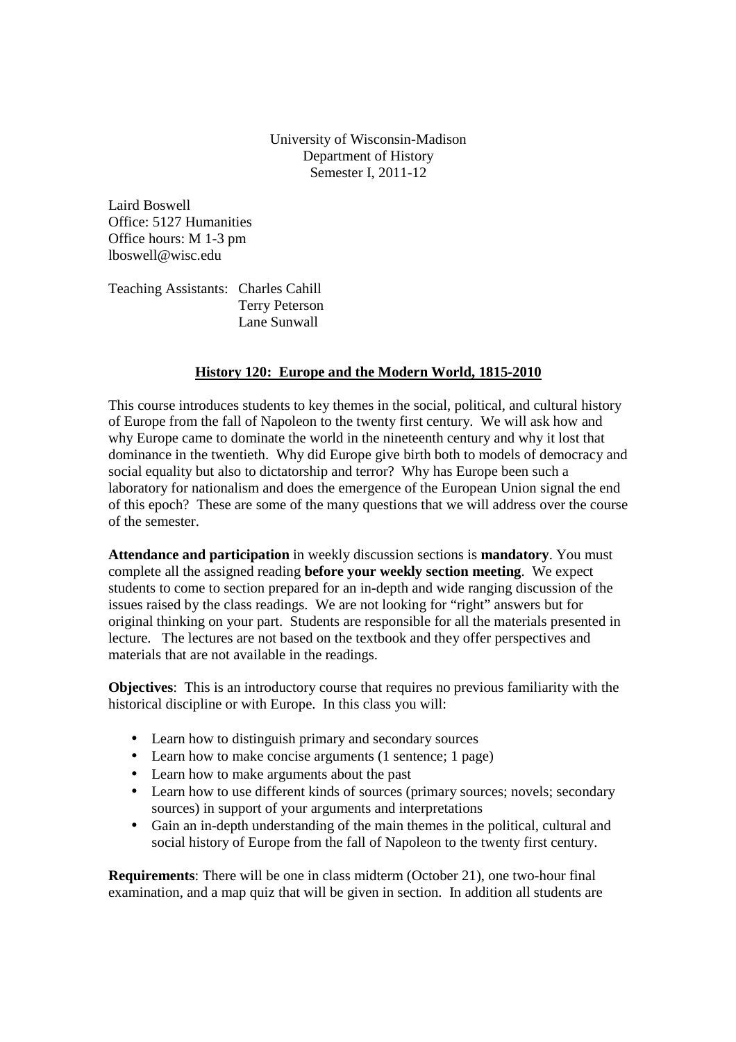University of Wisconsin-Madison
Department of History
Semester I, 2011-12

Laird Boswell
Office: 5127 Humanities
Office hours: M 1-3 pm
lboswell@wisc.edu

Teaching Assistants: Charles Cahill
Terry Peterson
Lane Sunwall

## History 120: Europe and the Modern World, 1815-2010

This course introduces students to key themes in the social, political, and cultural history of Europe from the fall of Napoleon to the twenty first century. We will ask how and why Europe came to dominate the world in the nineteenth century and why it lost that dominance in the twentieth. Why did Europe give birth both to models of democracy and social equality but also to dictatorship and terror? Why has Europe been such a laboratory for nationalism and does the emergence of the European Union signal the end of this epoch? These are some of the many questions that we will address over the course of the semester.

**Attendance and participation** in weekly discussion sections is **mandatory**. You must complete all the assigned reading **before your weekly section meeting**. We expect students to come to section prepared for an in-depth and wide ranging discussion of the issues raised by the class readings. We are not looking for "right" answers but for original thinking on your part. Students are responsible for all the materials presented in lecture. The lectures are not based on the textbook and they offer perspectives and materials that are not available in the readings.

**Objectives**: This is an introductory course that requires no previous familiarity with the historical discipline or with Europe. In this class you will:

- Learn how to distinguish primary and secondary sources
- Learn how to make concise arguments (1 sentence; 1 page)
- Learn how to make arguments about the past
- Learn how to use different kinds of sources (primary sources; novels; secondary sources) in support of your arguments and interpretations
- Gain an in-depth understanding of the main themes in the political, cultural and social history of Europe from the fall of Napoleon to the twenty first century.

**Requirements**: There will be one in class midterm (October 21), one two-hour final examination, and a map quiz that will be given in section. In addition all students are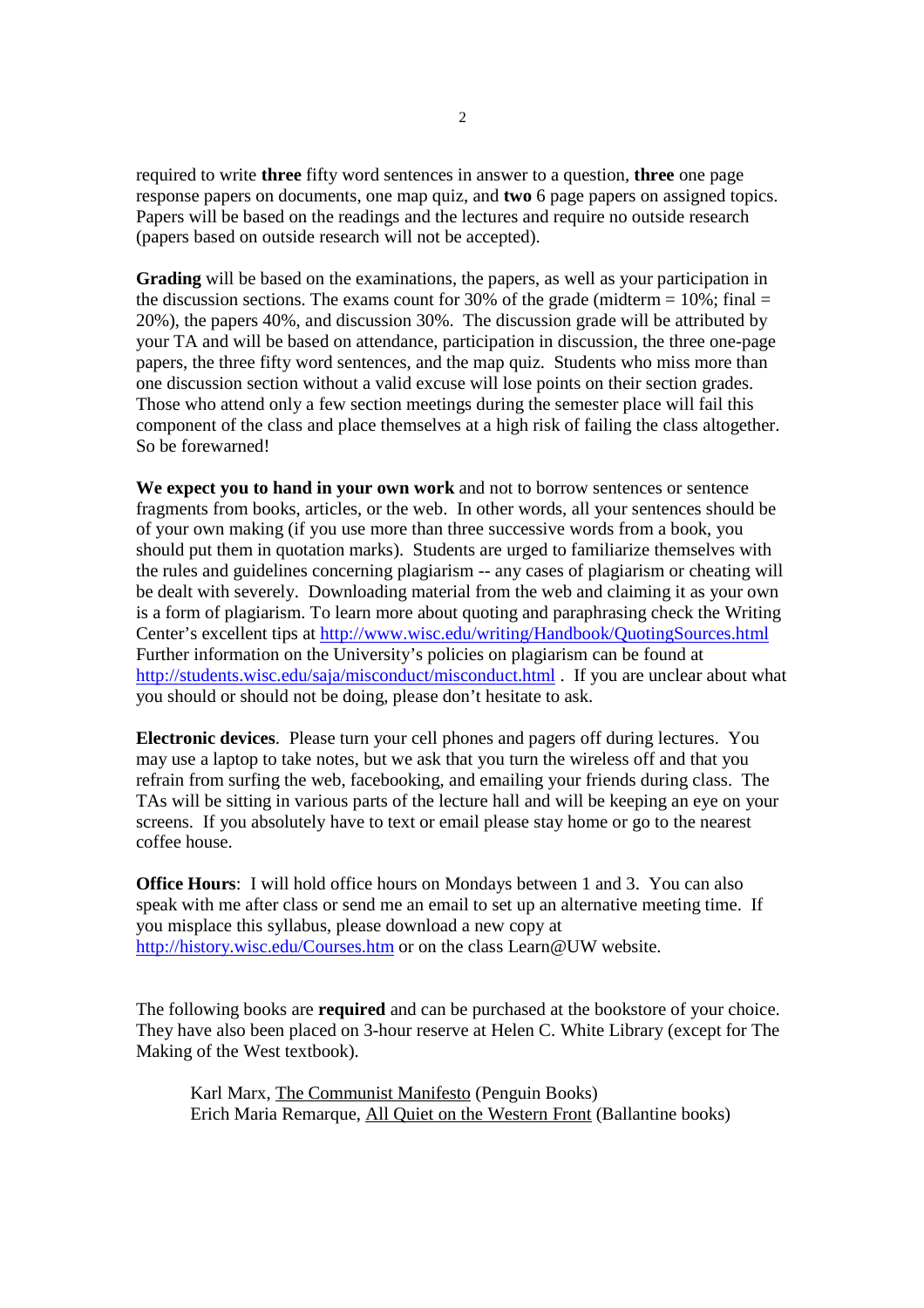required to write **three** fifty word sentences in answer to a question, **three** one page response papers on documents, one map quiz, and **two** 6 page papers on assigned topics. Papers will be based on the readings and the lectures and require no outside research (papers based on outside research will not be accepted).

**Grading** will be based on the examinations, the papers, as well as your participation in the discussion sections. The exams count for 30% of the grade (midterm = 10%; final = 20%), the papers 40%, and discussion 30%. The discussion grade will be attributed by your TA and will be based on attendance, participation in discussion, the three one-page papers, the three fifty word sentences, and the map quiz. Students who miss more than one discussion section without a valid excuse will lose points on their section grades. Those who attend only a few section meetings during the semester place will fail this component of the class and place themselves at a high risk of failing the class altogether. So be forewarned!

**We expect you to hand in your own work** and not to borrow sentences or sentence fragments from books, articles, or the web. In other words, all your sentences should be of your own making (if you use more than three successive words from a book, you should put them in quotation marks). Students are urged to familiarize themselves with the rules and guidelines concerning plagiarism -- any cases of plagiarism or cheating will be dealt with severely. Downloading material from the web and claiming it as your own is a form of plagiarism. To learn more about quoting and paraphrasing check the Writing Center's excellent tips at http://www.wisc.edu/writing/Handbook/QuotingSources.html Further information on the University's policies on plagiarism can be found at http://students.wisc.edu/saja/misconduct/misconduct.html . If you are unclear about what you should or should not be doing, please don't hesitate to ask.

**Electronic devices**. Please turn your cell phones and pagers off during lectures. You may use a laptop to take notes, but we ask that you turn the wireless off and that you refrain from surfing the web, facebooking, and emailing your friends during class. The TAs will be sitting in various parts of the lecture hall and will be keeping an eye on your screens. If you absolutely have to text or email please stay home or go to the nearest coffee house.

**Office Hours**: I will hold office hours on Mondays between 1 and 3. You can also speak with me after class or send me an email to set up an alternative meeting time. If you misplace this syllabus, please download a new copy at http://history.wisc.edu/Courses.htm or on the class Learn@UW website.

The following books are **required** and can be purchased at the bookstore of your choice. They have also been placed on 3-hour reserve at Helen C. White Library (except for The Making of the West textbook).

Karl Marx, The Communist Manifesto (Penguin Books)
Erich Maria Remarque, All Quiet on the Western Front (Ballantine books)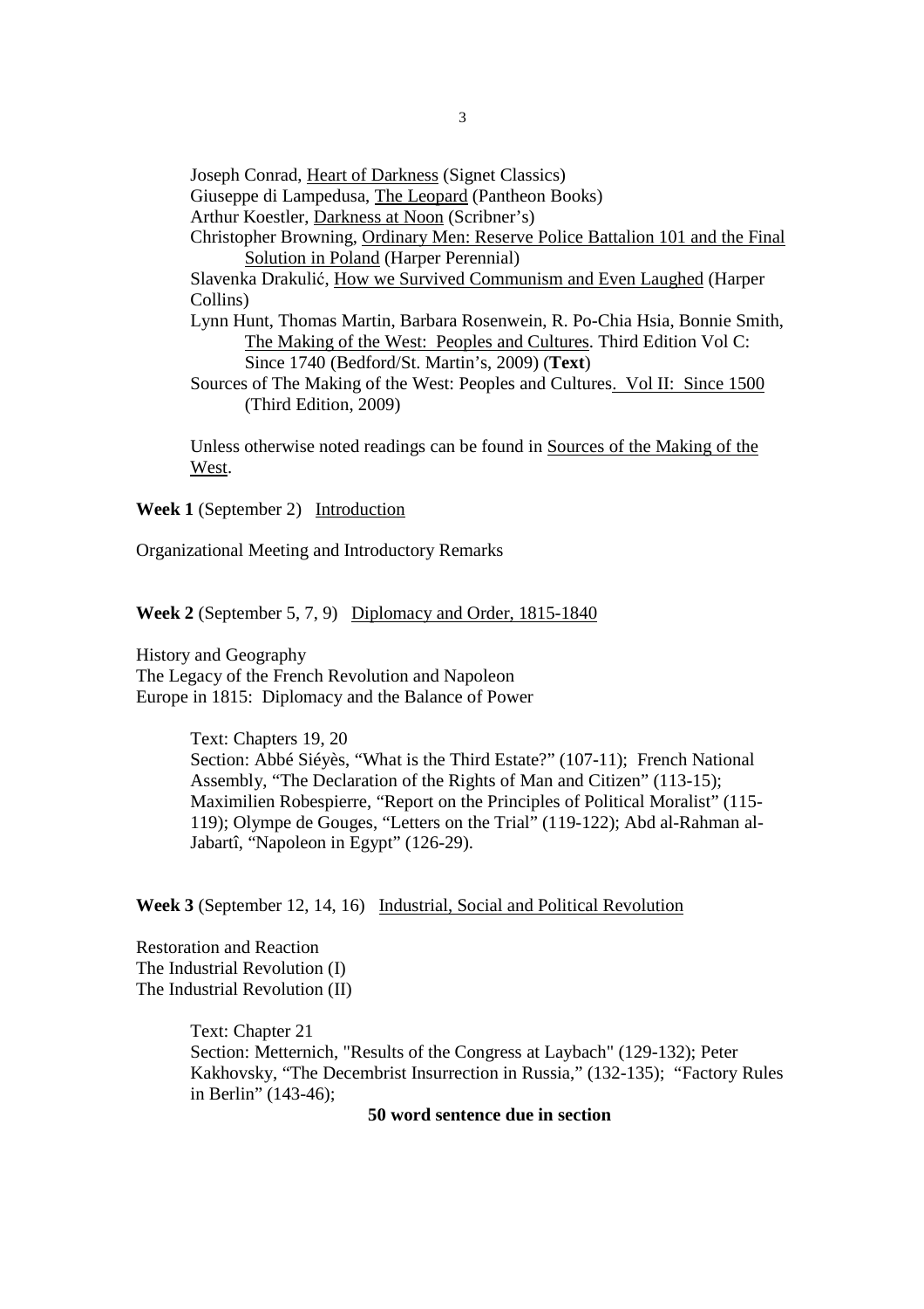Joseph Conrad, Heart of Darkness (Signet Classics)
Giuseppe di Lampedusa, The Leopard (Pantheon Books)
Arthur Koestler, Darkness at Noon (Scribner's)
Christopher Browning, Ordinary Men: Reserve Police Battalion 101 and the Final Solution in Poland (Harper Perennial)
Slavenka Drakulić, How we Survived Communism and Even Laughed (Harper Collins)
Lynn Hunt, Thomas Martin, Barbara Rosenwein, R. Po-Chia Hsia, Bonnie Smith, The Making of the West: Peoples and Cultures. Third Edition Vol C: Since 1740 (Bedford/St. Martin's, 2009) (**Text**)
Sources of The Making of the West: Peoples and Cultures. Vol II: Since 1500 (Third Edition, 2009)

Unless otherwise noted readings can be found in Sources of the Making of the West.

**Week 1** (September 2) Introduction

Organizational Meeting and Introductory Remarks

**Week 2** (September 5, 7, 9) Diplomacy and Order, 1815-1840

History and Geography
The Legacy of the French Revolution and Napoleon
Europe in 1815: Diplomacy and the Balance of Power

Text: Chapters 19, 20
Section: Abbé Siéyès, "What is the Third Estate?" (107-11); French National Assembly, "The Declaration of the Rights of Man and Citizen" (113-15); Maximilien Robespierre, "Report on the Principles of Political Moralist" (115-119); Olympe de Gouges, "Letters on the Trial" (119-122); Abd al-Rahman al-Jabartî, "Napoleon in Egypt" (126-29).

**Week 3** (September 12, 14, 16) Industrial, Social and Political Revolution

Restoration and Reaction
The Industrial Revolution (I)
The Industrial Revolution (II)

Text: Chapter 21
Section: Metternich, "Results of the Congress at Laybach" (129-132); Peter Kakhovsky, "The Decembrist Insurrection in Russia," (132-135); "Factory Rules in Berlin" (143-46);

**50 word sentence due in section**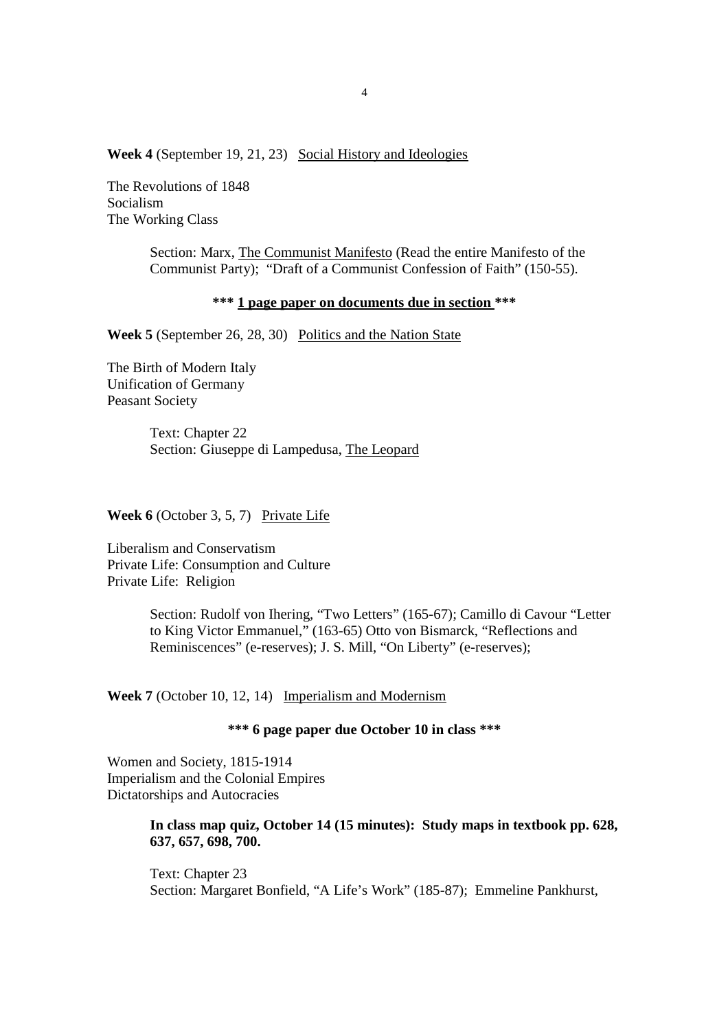**Week 4** (September 19, 21, 23) Social History and Ideologies

The Revolutions of 1848
Socialism
The Working Class

> Section: Marx, The Communist Manifesto (Read the entire Manifesto of the Communist Party); "Draft of a Communist Confession of Faith" (150-55).

**\*\*\* 1 page paper on documents due in section \*\*\***

**Week 5** (September 26, 28, 30) Politics and the Nation State

The Birth of Modern Italy
Unification of Germany
Peasant Society

> Text: Chapter 22
> Section: Giuseppe di Lampedusa, The Leopard

**Week 6** (October 3, 5, 7) Private Life

Liberalism and Conservatism
Private Life: Consumption and Culture
Private Life: Religion

> Section: Rudolf von Ihering, "Two Letters" (165-67); Camillo di Cavour "Letter to King Victor Emmanuel," (163-65) Otto von Bismarck, "Reflections and Reminiscences" (e-reserves); J. S. Mill, "On Liberty" (e-reserves);

**Week 7** (October 10, 12, 14) Imperialism and Modernism

**\*\*\* 6 page paper due October 10 in class \*\*\***

Women and Society, 1815-1914
Imperialism and the Colonial Empires
Dictatorships and Autocracies

> **In class map quiz, October 14 (15 minutes): Study maps in textbook pp. 628, 637, 657, 698, 700.**
>
> Text: Chapter 23
> Section: Margaret Bonfield, "A Life's Work" (185-87); Emmeline Pankhurst,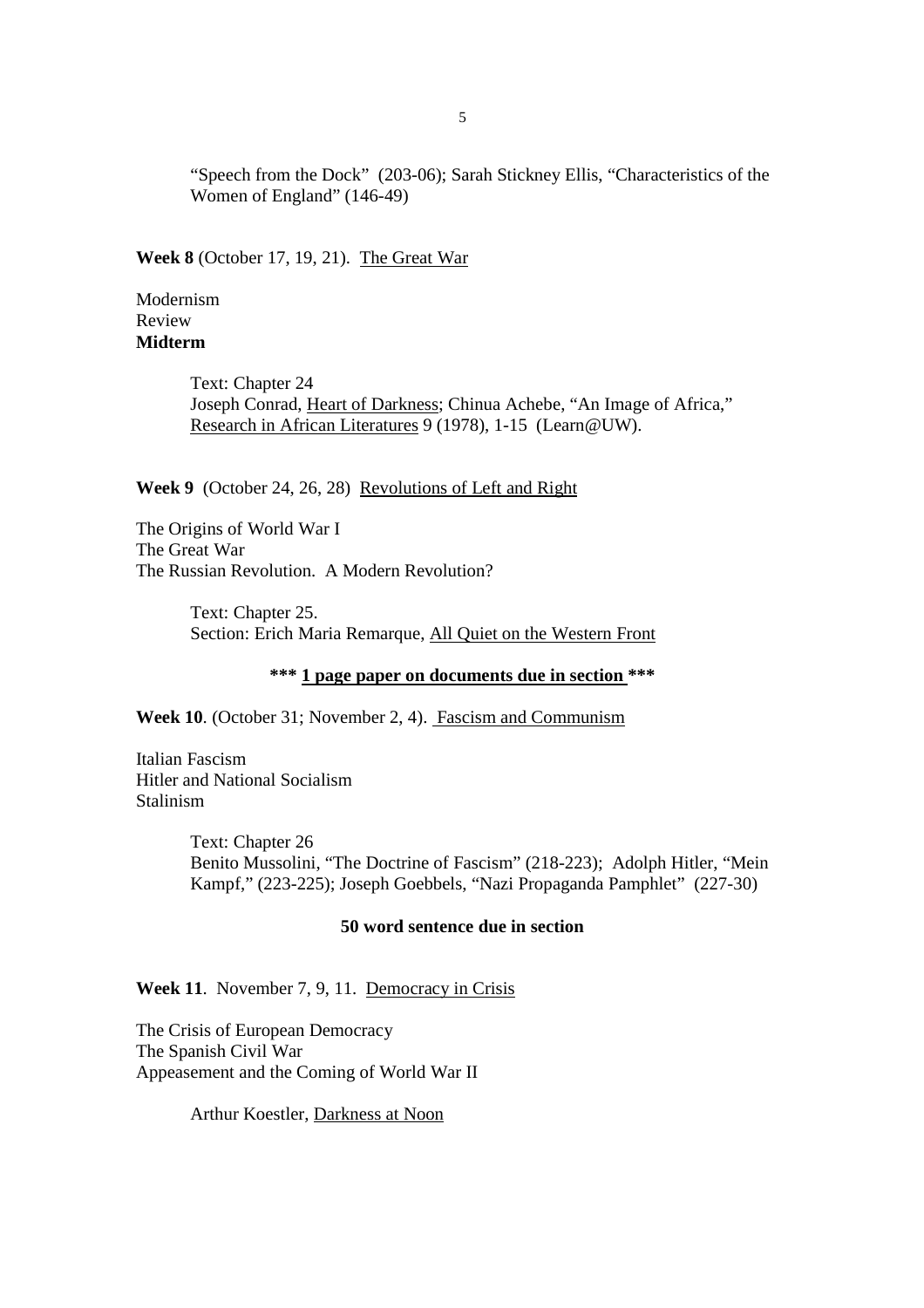"Speech from the Dock" (203-06); Sarah Stickney Ellis, "Characteristics of the Women of England" (146-49)

**Week 8** (October 17, 19, 21). The Great War

Modernism
Review
**Midterm**

> Text: Chapter 24
> Joseph Conrad, Heart of Darkness; Chinua Achebe, "An Image of Africa," Research in African Literatures 9 (1978), 1-15 (Learn@UW).

**Week 9** (October 24, 26, 28) Revolutions of Left and Right

The Origins of World War I
The Great War
The Russian Revolution. A Modern Revolution?

> Text: Chapter 25.
> Section: Erich Maria Remarque, All Quiet on the Western Front

**\*\*\* 1 page paper on documents due in section \*\*\***

**Week 10**. (October 31; November 2, 4). Fascism and Communism

Italian Fascism
Hitler and National Socialism
Stalinism

> Text: Chapter 26
> Benito Mussolini, "The Doctrine of Fascism" (218-223); Adolph Hitler, "Mein Kampf," (223-225); Joseph Goebbels, "Nazi Propaganda Pamphlet" (227-30)

**50 word sentence due in section**

**Week 11**. November 7, 9, 11. Democracy in Crisis

The Crisis of European Democracy
The Spanish Civil War
Appeasement and the Coming of World War II

> Arthur Koestler, Darkness at Noon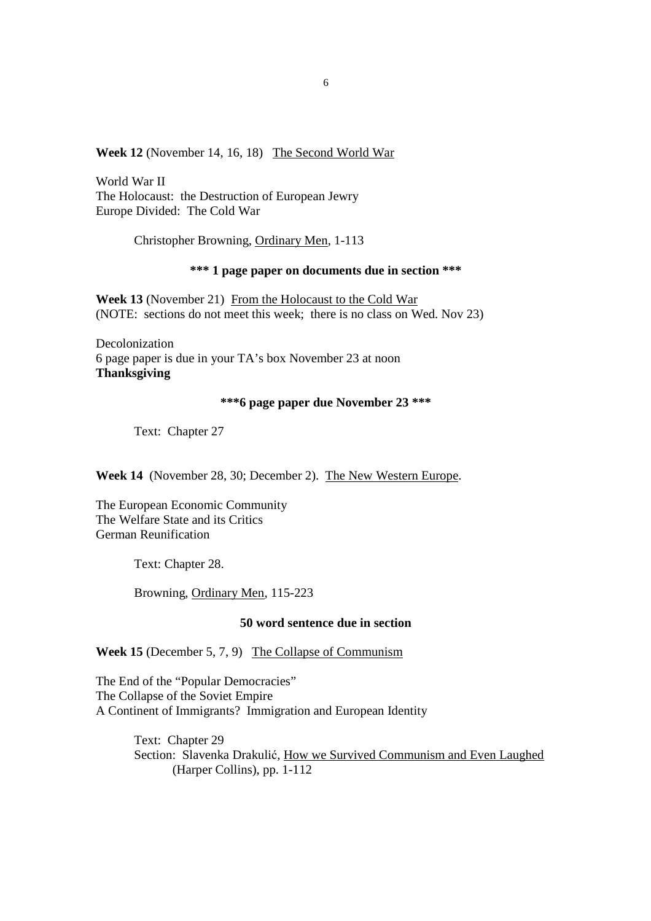**Week 12** (November 14, 16, 18) <u>The Second World War</u>

World War II
The Holocaust: the Destruction of European Jewry
Europe Divided: The Cold War

Christopher Browning, <u>Ordinary Men</u>, 1-113

**\*\*\* 1 page paper on documents due in section \*\*\***

**Week 13** (November 21) <u>From the Holocaust to the Cold War</u>
(NOTE: sections do not meet this week; there is no class on Wed. Nov 23)

Decolonization
6 page paper is due in your TA's box November 23 at noon
**Thanksgiving**

**\*\*\*6 page paper due November 23 \*\*\***

Text: Chapter 27

**Week 14** (November 28, 30; December 2). <u>The New Western Europe</u>.

The European Economic Community
The Welfare State and its Critics
German Reunification

Text: Chapter 28.

Browning, <u>Ordinary Men</u>, 115-223

**50 word sentence due in section**

**Week 15** (December 5, 7, 9) <u>The Collapse of Communism</u>

The End of the "Popular Democracies"
The Collapse of the Soviet Empire
A Continent of Immigrants? Immigration and European Identity

Text: Chapter 29
Section: Slavenka Drakulić, <u>How we Survived Communism and Even Laughed</u> (Harper Collins), pp. 1-112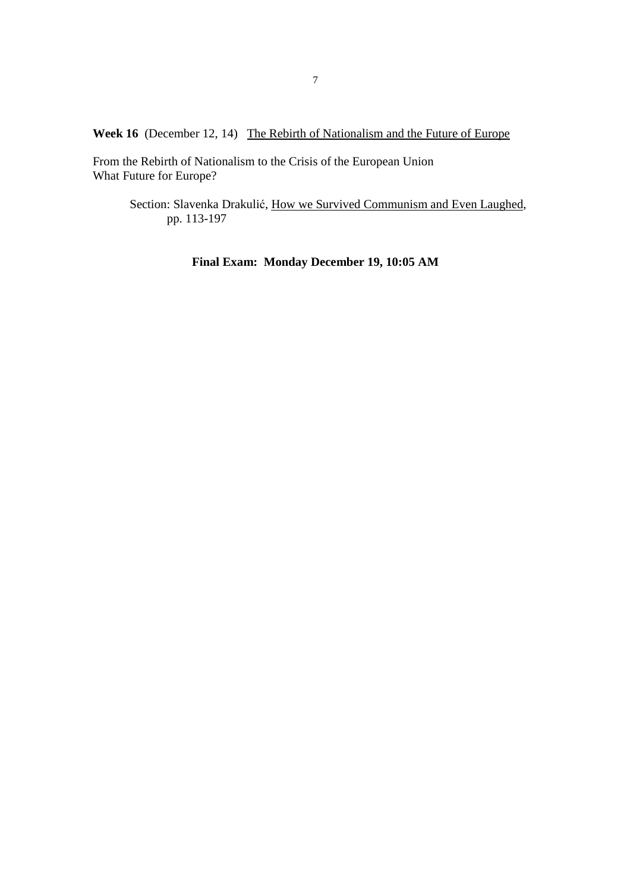**Week 16** (December 12, 14) <u>The Rebirth of Nationalism and the Future of Europe</u>

From the Rebirth of Nationalism to the Crisis of the European Union
What Future for Europe?

> Section: Slavenka Drakulić, <u>How we Survived Communism and Even Laughed</u>, pp. 113-197

**Final Exam: Monday December 19, 10:05 AM**